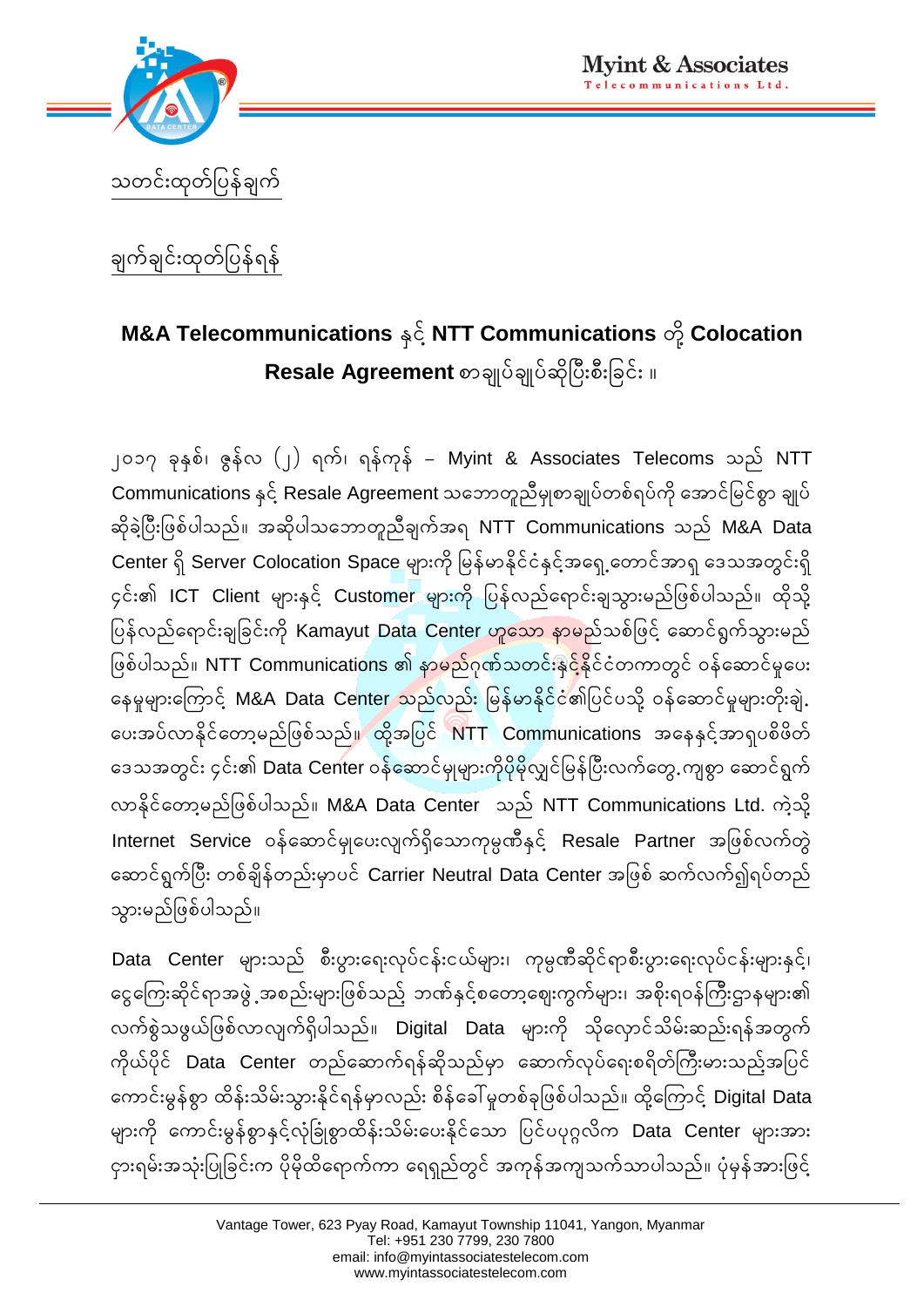Myint & Associates
Telecommunications Ltd.

<u>သတင်းထုတ်ပြန်ချက်</u>

<u>ချက်ချင်းထုတ်ပြန်ရန်</u>

## M&A Telecommunications နှင့် NTT Communications တို့ Colocation Resale Agreement စာချုပ်ချုပ်ဆိုပြီးစီးခြင်း ။

၂၀၁၇ ခုနှစ်၊ ဇွန်လ (၂) ရက်၊ ရန်ကုန် – Myint & Associates Telecoms သည် NTT Communications နှင့် Resale Agreement သဘောတူညီမှုစာချုပ်တစ်ရပ်ကို အောင်မြင်စွာ ချုပ်ဆိုခဲ့ပြီးဖြစ်ပါသည်။ အဆိုပါသဘောတူညီချက်အရ NTT Communications သည် M&A Data Center ရှိ Server Colocation Space များကို မြန်မာနိုင်ငံနှင့်အရှေ့တောင်အာရှ ဒေသအတွင်းရှိ ၄င်း၏ ICT Client များနှင့် Customer များကို ပြန်လည်ရောင်းချသွားမည်ဖြစ်ပါသည်။ ထိုသို့ပြန်လည်ရောင်းချခြင်းကို Kamayut Data Center ဟူသော နာမည်သစ်ဖြင့် ဆောင်ရွက်သွားမည်ဖြစ်ပါသည်။ NTT Communications ၏ နာမည်ဂုဏ်သတင်းနှင့်နိုင်ငံတကာတွင် ဝန်ဆောင်မှုပေးနေမှုများကြောင့် M&A Data Center သည်လည်း မြန်မာနိုင်ငံ၏ပြင်ပသို့ ဝန်ဆောင်မှုများတိုးချဲ့ပေးအပ်လာနိုင်တော့မည်ဖြစ်သည်။ ထို့အပြင် NTT Communications အနေနှင့်အာရှပစိဖိတ်ဒေသအတွင်း ၄င်း၏ Data Center ဝန်ဆောင်မှုများကိုပိုမိုလျှင်မြန်ပြီးလက်တွေ့ကျစွာ ဆောင်ရွက်လာနိုင်တော့မည်ဖြစ်ပါသည်။ M&A Data Center သည် NTT Communications Ltd. ကဲ့သို့ Internet Service ဝန်ဆောင်မှုပေးလျက်ရှိသောကုမ္ပဏီနှင့် Resale Partner အဖြစ်လက်တွဲဆောင်ရွက်ပြီး တစ်ချိန်တည်းမှာပင် Carrier Neutral Data Center အဖြစ် ဆက်လက်၍ရပ်တည်သွားမည်ဖြစ်ပါသည်။

Data Center များသည် စီးပွားရေးလုပ်ငန်းငယ်များ၊ ကုမ္ပဏီဆိုင်ရာစီးပွားရေးလုပ်ငန်းများနှင့်၊ ငွေကြေးဆိုင်ရာအဖွဲ့အစည်းများဖြစ်သည့် ဘဏ်နှင့်စတော့ဈေးကွက်များ၊ အစိုးရဝန်ကြီးဌာနများ၏လက်စွဲသဖွယ်ဖြစ်လာလျက်ရှိပါသည်။ Digital Data များကို သိုလှောင်သိမ်းဆည်းရန်အတွက်ကိုယ်ပိုင် Data Center တည်ဆောက်ရန်ဆိုသည်မှာ ဆောက်လုပ်ရေးစရိတ်ကြီးမားသည့်အပြင်ကောင်းမွန်စွာ ထိန်းသိမ်းသွားနိုင်ရန်မှာလည်း စိန်ခေါ်မှုတစ်ခုဖြစ်ပါသည်။ ထို့ကြောင့် Digital Data များကို ကောင်းမွန်စွာနှင့်လုံခြုံစွာထိန်းသိမ်းပေးနိုင်သော ပြင်ပပုဂ္ဂလိက Data Center များအားငှားရမ်းအသုံးပြုခြင်းက ပိုမိုထိရောက်ကာ ရေရှည်တွင် အကုန်အကျသက်သာပါသည်။ ပုံမှန်အားဖြင့်

Vantage Tower, 623 Pyay Road, Kamayut Township 11041, Yangon, Myanmar
Tel: +951 230 7799, 230 7800
email: info@myintassociatestelecom.com
www.myintassociatestelecom.com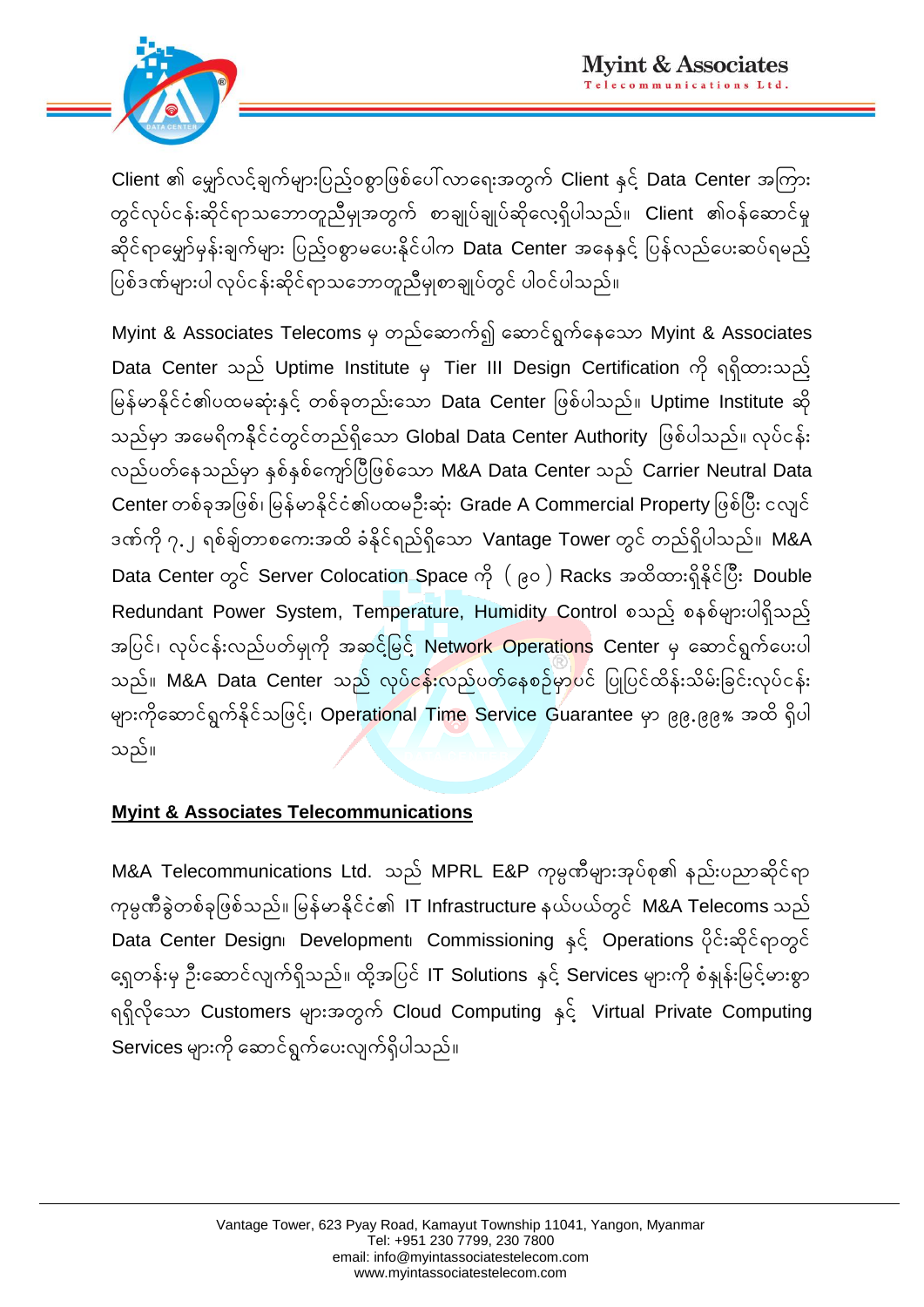Client ၏ မျှော်လင့်ချက်များပြည့်ဝစွာဖြစ်ပေါ်လာရေးအတွက် Client နှင့် Data Center အကြားတွင်လုပ်ငန်းဆိုင်ရာသဘောတူညီမှုအတွက် စာချုပ်ချုပ်ဆိုလေ့ရှိပါသည်။ Client ၏ဝန်ဆောင်မှုဆိုင်ရာမျှော်မှန်းချက်များ ပြည့်ဝစွာမပေးနိုင်ပါက Data Center အနေနှင့် ပြန်လည်ပေးဆပ်ရမည့်ပြစ်ဒဏ်များပါ လုပ်ငန်းဆိုင်ရာသဘောတူညီမှုစာချုပ်တွင် ပါဝင်ပါသည်။

Myint & Associates Telecoms မှ တည်ဆောက်၍ ဆောင်ရွက်နေသော Myint & Associates Data Center သည် Uptime Institute မှ Tier III Design Certification ကို ရရှိထားသည့် မြန်မာနိုင်ငံ၏ပထမဆုံးနှင့် တစ်ခုတည်းသော Data Center ဖြစ်ပါသည်။ Uptime Institute ဆိုသည်မှာ အမေရိကနိုင်ငံတွင်တည်ရှိသော Global Data Center Authority ဖြစ်ပါသည်။ လုပ်ငန်းလည်ပတ်နေသည်မှာ နှစ်နှစ်ကျော်ပြီဖြစ်သော M&A Data Center သည် Carrier Neutral Data Center တစ်ခုအဖြစ်၊ မြန်မာနိုင်ငံ၏ပထမဦးဆုံး Grade A Commercial Property ဖြစ်ပြီး ငလျင်ဒဏ်ကို ၇.၂ ရစ်ချ်တာစကေးအထိ ခံနိုင်ရည်ရှိသော Vantage Tower တွင် တည်ရှိပါသည်။ M&A Data Center တွင် Server Colocation Space ကို ( ၉၀ ) Racks အထိထားရှိနိုင်ပြီး Double Redundant Power System, Temperature, Humidity Control စသည့် စနစ်များပါရှိသည့်အပြင်၊ လုပ်ငန်းလည်ပတ်မှုကို အဆင့်မြင့် Network Operations Center မှ ဆောင်ရွက်ပေးပါသည်။ M&A Data Center သည် လုပ်ငန်းလည်ပတ်နေစဉ်မှာပင် ပြုပြင်ထိန်းသိမ်းခြင်းလုပ်ငန်းများကိုဆောင်ရွက်နိုင်သဖြင့်၊ Operational Time Service Guarantee မှာ ၉၉.၉၉% အထိ ရှိပါသည်။

**<u>Myint & Associates Telecommunications</u>**

M&A Telecommunications Ltd. သည် MPRL E&P ကုမ္ပဏီများအုပ်စု၏ နည်းပညာဆိုင်ရာကုမ္ပဏီခွဲတစ်ခုဖြစ်သည်။ မြန်မာနိုင်ငံ၏ IT Infrastructure နယ်ပယ်တွင် M&A Telecoms သည် Data Center Design၊ Development၊ Commissioning နှင့် Operations ပိုင်းဆိုင်ရာတွင် ရှေ့တန်းမှ ဦးဆောင်လျက်ရှိသည်။ ထို့အပြင် IT Solutions နှင့် Services များကို စံနှုန်းမြင့်မားစွာ ရရှိလိုသော Customers များအတွက် Cloud Computing နှင့် Virtual Private Computing Services များကို ဆောင်ရွက်ပေးလျက်ရှိပါသည်။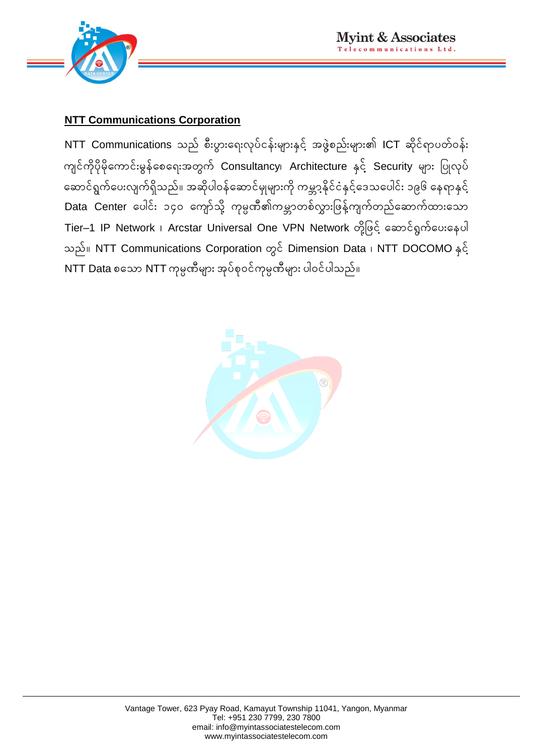## NTT Communications Corporation

NTT Communications သည် စီးပွားရေးလုပ်ငန်းများနှင့် အဖွဲ့စည်းများ၏ ICT ဆိုင်ရာပတ်ဝန်းကျင်ကိုပိုမိုကောင်းမွန်စေရေးအတွက် Consultancy၊ Architecture နှင့် Security များ ပြုလုပ်ဆောင်ရွက်ပေးလျက်ရှိသည်။ အဆိုပါဝန်ဆောင်မှုများကို ကမ္ဘာ့နိုင်ငံနှင့်ဒေသပေါင်း ၁၉၆ နေရာနှင့် Data Center ပေါင်း ၁၄၀ ကျော်သို့ ကုမ္ပဏီ၏ကမ္ဘာတစ်လွှားဖြန့်ကျက်တည်ဆောက်ထားသော Tier–1 IP Network ၊ Arcstar Universal One VPN Network တို့ဖြင့် ဆောင်ရွက်ပေးနေပါသည်။ NTT Communications Corporation တွင် Dimension Data ၊ NTT DOCOMO နှင့် NTT Data စသော NTT ကုမ္ပဏီများ အုပ်စုဝင်ကုမ္ပဏီများ ပါဝင်ပါသည်။

Vantage Tower, 623 Pyay Road, Kamayut Township 11041, Yangon, Myanmar
Tel: +951 230 7799, 230 7800
email: info@myintassociatestelecom.com
www.myintassociatestelecom.com